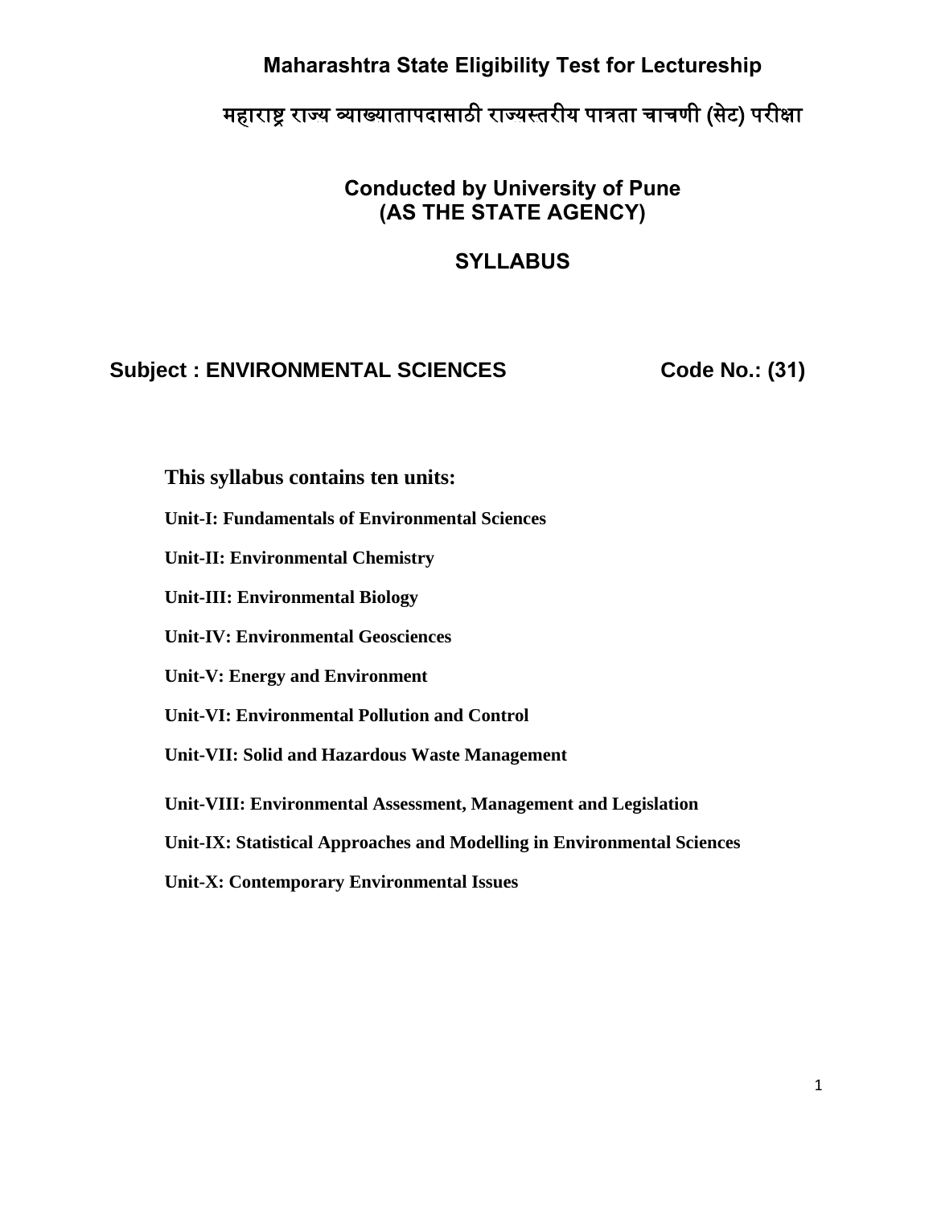# Maharashtra State Eligibility Test for Lectureship

## महाराष्ट्र राज्य व्याख्यातापदासाठी राज्यस्तरीय पात्रता चाचणी (सेट) परीक्षा

### Conducted by University of Pune
### (AS THE STATE AGENCY)

### SYLLABUS

**Subject : ENVIRONMENTAL SCIENCES** **Code No.: (31)**

**This syllabus contains ten units:**

**Unit-I: Fundamentals of Environmental Sciences**

**Unit-II: Environmental Chemistry**

**Unit-III: Environmental Biology**

**Unit-IV: Environmental Geosciences**

**Unit-V: Energy and Environment**

**Unit-VI: Environmental Pollution and Control**

**Unit-VII: Solid and Hazardous Waste Management**

**Unit-VIII: Environmental Assessment, Management and Legislation**

**Unit-IX: Statistical Approaches and Modelling in Environmental Sciences**

**Unit-X: Contemporary Environmental Issues**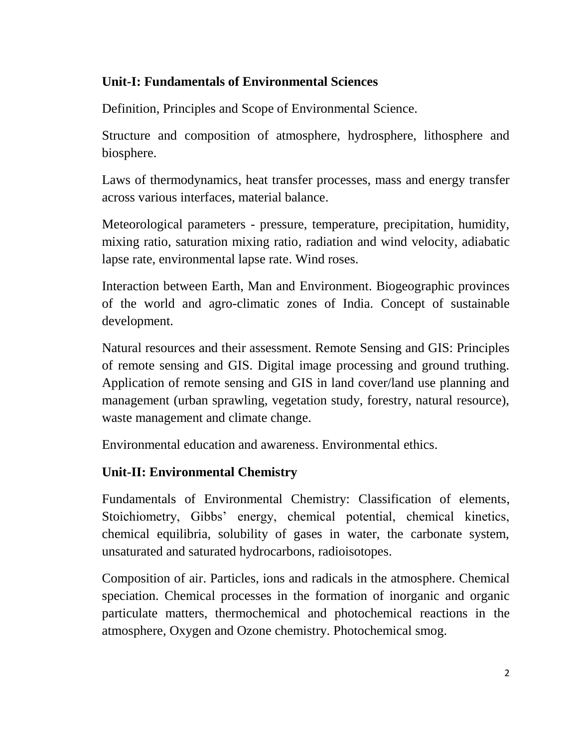## Unit-I: Fundamentals of Environmental Sciences

Definition, Principles and Scope of Environmental Science.

Structure and composition of atmosphere, hydrosphere, lithosphere and biosphere.

Laws of thermodynamics, heat transfer processes, mass and energy transfer across various interfaces, material balance.

Meteorological parameters - pressure, temperature, precipitation, humidity, mixing ratio, saturation mixing ratio, radiation and wind velocity, adiabatic lapse rate, environmental lapse rate. Wind roses.

Interaction between Earth, Man and Environment. Biogeographic provinces of the world and agro-climatic zones of India. Concept of sustainable development.

Natural resources and their assessment. Remote Sensing and GIS: Principles of remote sensing and GIS. Digital image processing and ground truthing. Application of remote sensing and GIS in land cover/land use planning and management (urban sprawling, vegetation study, forestry, natural resource), waste management and climate change.

Environmental education and awareness. Environmental ethics.

## Unit-II: Environmental Chemistry

Fundamentals of Environmental Chemistry: Classification of elements, Stoichiometry, Gibbs' energy, chemical potential, chemical kinetics, chemical equilibria, solubility of gases in water, the carbonate system, unsaturated and saturated hydrocarbons, radioisotopes.

Composition of air. Particles, ions and radicals in the atmosphere. Chemical speciation. Chemical processes in the formation of inorganic and organic particulate matters, thermochemical and photochemical reactions in the atmosphere, Oxygen and Ozone chemistry. Photochemical smog.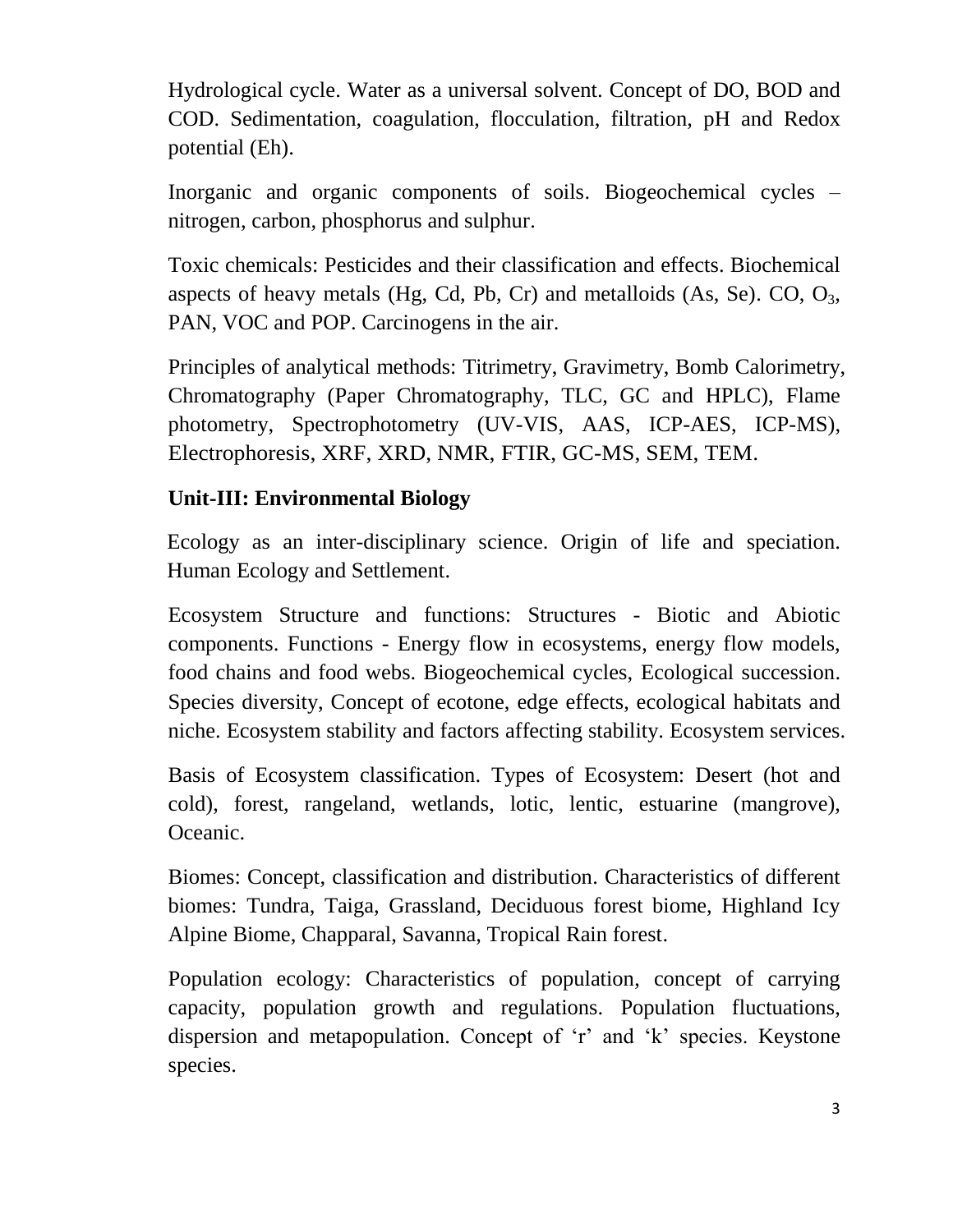Hydrological cycle. Water as a universal solvent. Concept of DO, BOD and COD. Sedimentation, coagulation, flocculation, filtration, pH and Redox potential (Eh).

Inorganic and organic components of soils. Biogeochemical cycles – nitrogen, carbon, phosphorus and sulphur.

Toxic chemicals: Pesticides and their classification and effects. Biochemical aspects of heavy metals (Hg, Cd, Pb, Cr) and metalloids (As, Se). CO, $O_3$, PAN, VOC and POP. Carcinogens in the air.

Principles of analytical methods: Titrimetry, Gravimetry, Bomb Calorimetry, Chromatography (Paper Chromatography, TLC, GC and HPLC), Flame photometry, Spectrophotometry (UV-VIS, AAS, ICP-AES, ICP-MS), Electrophoresis, XRF, XRD, NMR, FTIR, GC-MS, SEM, TEM.

## Unit-III: Environmental Biology

Ecology as an inter-disciplinary science. Origin of life and speciation. Human Ecology and Settlement.

Ecosystem Structure and functions: Structures - Biotic and Abiotic components. Functions - Energy flow in ecosystems, energy flow models, food chains and food webs. Biogeochemical cycles, Ecological succession. Species diversity, Concept of ecotone, edge effects, ecological habitats and niche. Ecosystem stability and factors affecting stability. Ecosystem services.

Basis of Ecosystem classification. Types of Ecosystem: Desert (hot and cold), forest, rangeland, wetlands, lotic, lentic, estuarine (mangrove), Oceanic.

Biomes: Concept, classification and distribution. Characteristics of different biomes: Tundra, Taiga, Grassland, Deciduous forest biome, Highland Icy Alpine Biome, Chapparal, Savanna, Tropical Rain forest.

Population ecology: Characteristics of population, concept of carrying capacity, population growth and regulations. Population fluctuations, dispersion and metapopulation. Concept of 'r' and 'k' species. Keystone species.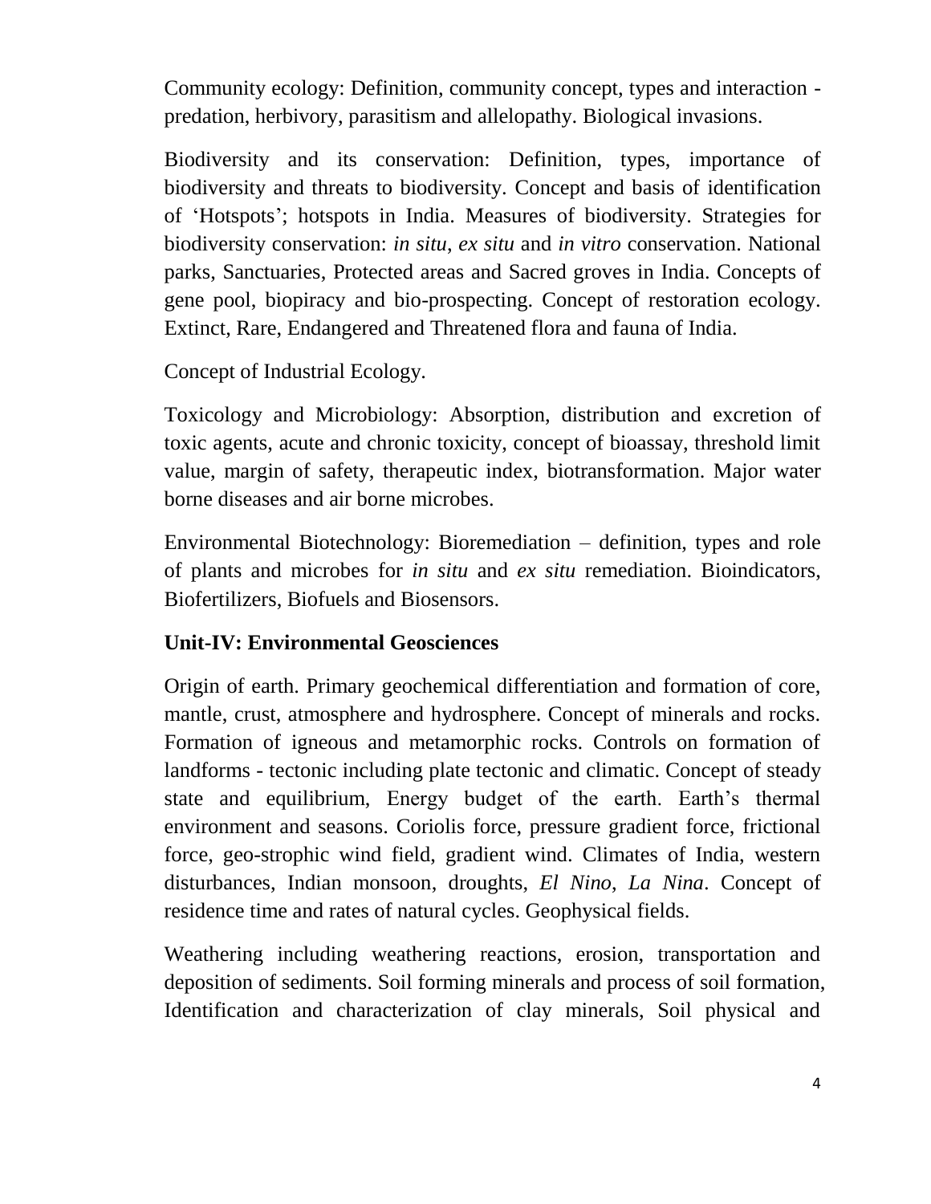Community ecology: Definition, community concept, types and interaction - predation, herbivory, parasitism and allelopathy. Biological invasions.

Biodiversity and its conservation: Definition, types, importance of biodiversity and threats to biodiversity. Concept and basis of identification of 'Hotspots'; hotspots in India. Measures of biodiversity. Strategies for biodiversity conservation: *in situ*, *ex situ* and *in vitro* conservation. National parks, Sanctuaries, Protected areas and Sacred groves in India. Concepts of gene pool, biopiracy and bio-prospecting. Concept of restoration ecology. Extinct, Rare, Endangered and Threatened flora and fauna of India.

Concept of Industrial Ecology.

Toxicology and Microbiology: Absorption, distribution and excretion of toxic agents, acute and chronic toxicity, concept of bioassay, threshold limit value, margin of safety, therapeutic index, biotransformation. Major water borne diseases and air borne microbes.

Environmental Biotechnology: Bioremediation – definition, types and role of plants and microbes for *in situ* and *ex situ* remediation. Bioindicators, Biofertilizers, Biofuels and Biosensors.

**Unit-IV: Environmental Geosciences**

Origin of earth. Primary geochemical differentiation and formation of core, mantle, crust, atmosphere and hydrosphere. Concept of minerals and rocks. Formation of igneous and metamorphic rocks. Controls on formation of landforms - tectonic including plate tectonic and climatic. Concept of steady state and equilibrium, Energy budget of the earth. Earth's thermal environment and seasons. Coriolis force, pressure gradient force, frictional force, geo-strophic wind field, gradient wind. Climates of India, western disturbances, Indian monsoon, droughts, *El Nino*, *La Nina*. Concept of residence time and rates of natural cycles. Geophysical fields.

Weathering including weathering reactions, erosion, transportation and deposition of sediments. Soil forming minerals and process of soil formation, Identification and characterization of clay minerals, Soil physical and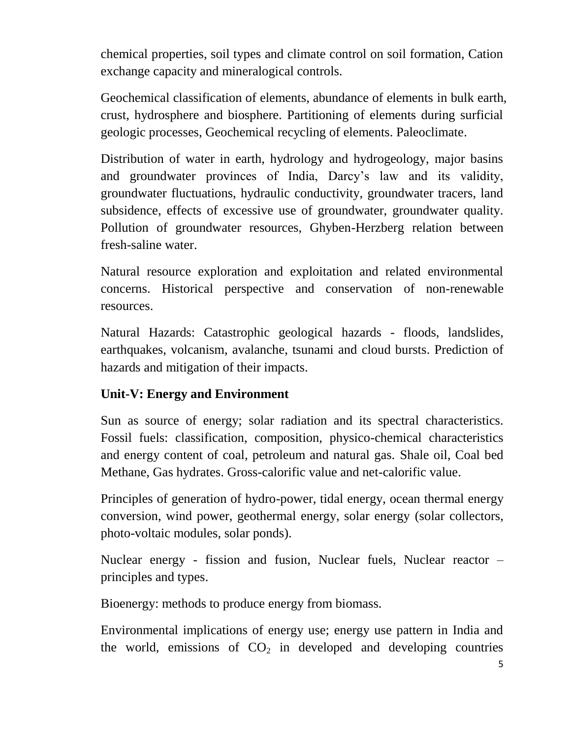chemical properties, soil types and climate control on soil formation, Cation exchange capacity and mineralogical controls.

Geochemical classification of elements, abundance of elements in bulk earth, crust, hydrosphere and biosphere. Partitioning of elements during surficial geologic processes, Geochemical recycling of elements. Paleoclimate.

Distribution of water in earth, hydrology and hydrogeology, major basins and groundwater provinces of India, Darcy's law and its validity, groundwater fluctuations, hydraulic conductivity, groundwater tracers, land subsidence, effects of excessive use of groundwater, groundwater quality. Pollution of groundwater resources, Ghyben-Herzberg relation between fresh-saline water.

Natural resource exploration and exploitation and related environmental concerns. Historical perspective and conservation of non-renewable resources.

Natural Hazards: Catastrophic geological hazards - floods, landslides, earthquakes, volcanism, avalanche, tsunami and cloud bursts. Prediction of hazards and mitigation of their impacts.

### Unit-V: Energy and Environment

Sun as source of energy; solar radiation and its spectral characteristics. Fossil fuels: classification, composition, physico-chemical characteristics and energy content of coal, petroleum and natural gas. Shale oil, Coal bed Methane, Gas hydrates. Gross-calorific value and net-calorific value.

Principles of generation of hydro-power, tidal energy, ocean thermal energy conversion, wind power, geothermal energy, solar energy (solar collectors, photo-voltaic modules, solar ponds).

Nuclear energy - fission and fusion, Nuclear fuels, Nuclear reactor – principles and types.

Bioenergy: methods to produce energy from biomass.

Environmental implications of energy use; energy use pattern in India and the world, emissions of $CO_2$ in developed and developing countries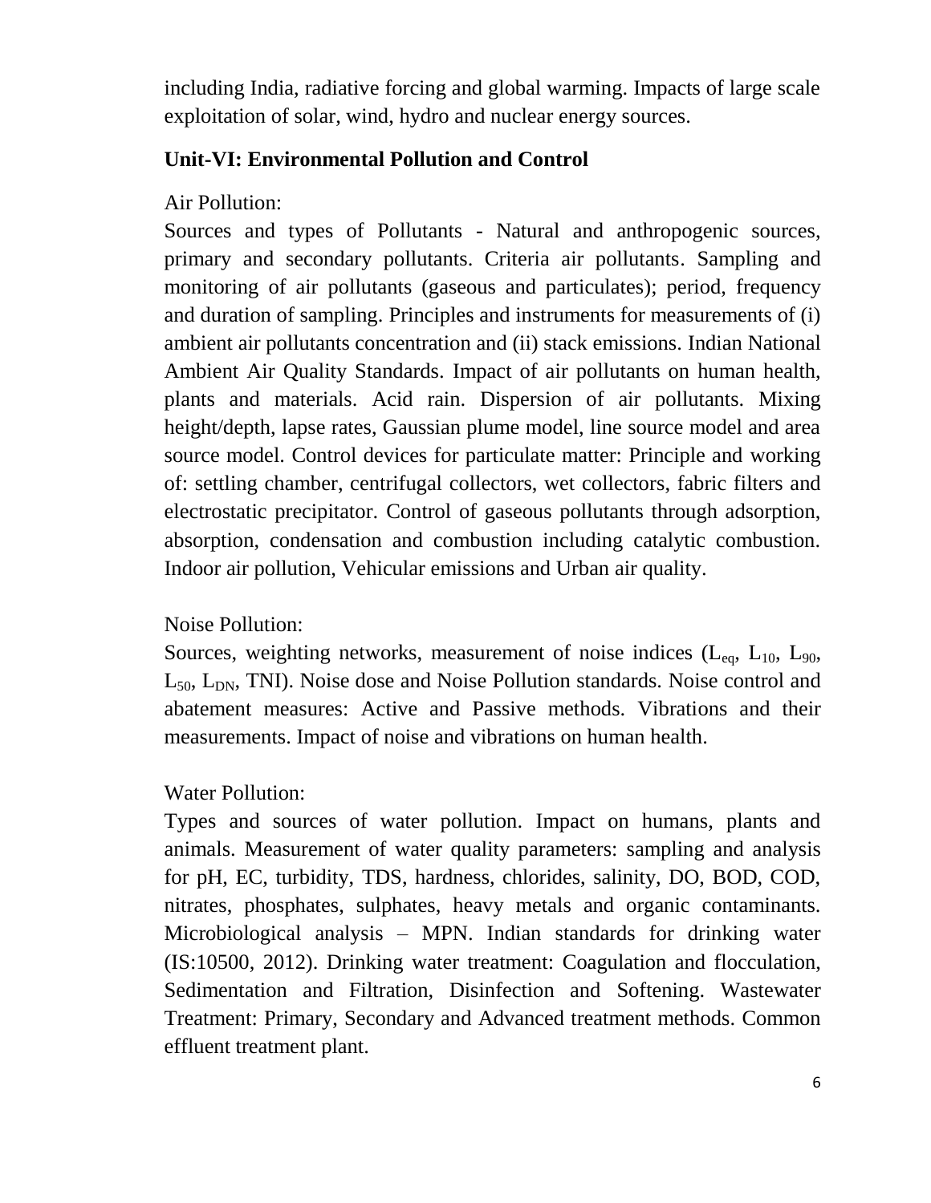including India, radiative forcing and global warming. Impacts of large scale exploitation of solar, wind, hydro and nuclear energy sources.

### Unit-VI: Environmental Pollution and Control

Air Pollution:

Sources and types of Pollutants - Natural and anthropogenic sources, primary and secondary pollutants. Criteria air pollutants. Sampling and monitoring of air pollutants (gaseous and particulates); period, frequency and duration of sampling. Principles and instruments for measurements of (i) ambient air pollutants concentration and (ii) stack emissions. Indian National Ambient Air Quality Standards. Impact of air pollutants on human health, plants and materials. Acid rain. Dispersion of air pollutants. Mixing height/depth, lapse rates, Gaussian plume model, line source model and area source model. Control devices for particulate matter: Principle and working of: settling chamber, centrifugal collectors, wet collectors, fabric filters and electrostatic precipitator. Control of gaseous pollutants through adsorption, absorption, condensation and combustion including catalytic combustion. Indoor air pollution, Vehicular emissions and Urban air quality.

Noise Pollution:

Sources, weighting networks, measurement of noise indices ($L_{eq}$, $L_{10}$, $L_{90}$, $L_{50}$, $L_{DN}$, TNI). Noise dose and Noise Pollution standards. Noise control and abatement measures: Active and Passive methods. Vibrations and their measurements. Impact of noise and vibrations on human health.

Water Pollution:

Types and sources of water pollution. Impact on humans, plants and animals. Measurement of water quality parameters: sampling and analysis for pH, EC, turbidity, TDS, hardness, chlorides, salinity, DO, BOD, COD, nitrates, phosphates, sulphates, heavy metals and organic contaminants. Microbiological analysis – MPN. Indian standards for drinking water (IS:10500, 2012). Drinking water treatment: Coagulation and flocculation, Sedimentation and Filtration, Disinfection and Softening. Wastewater Treatment: Primary, Secondary and Advanced treatment methods. Common effluent treatment plant.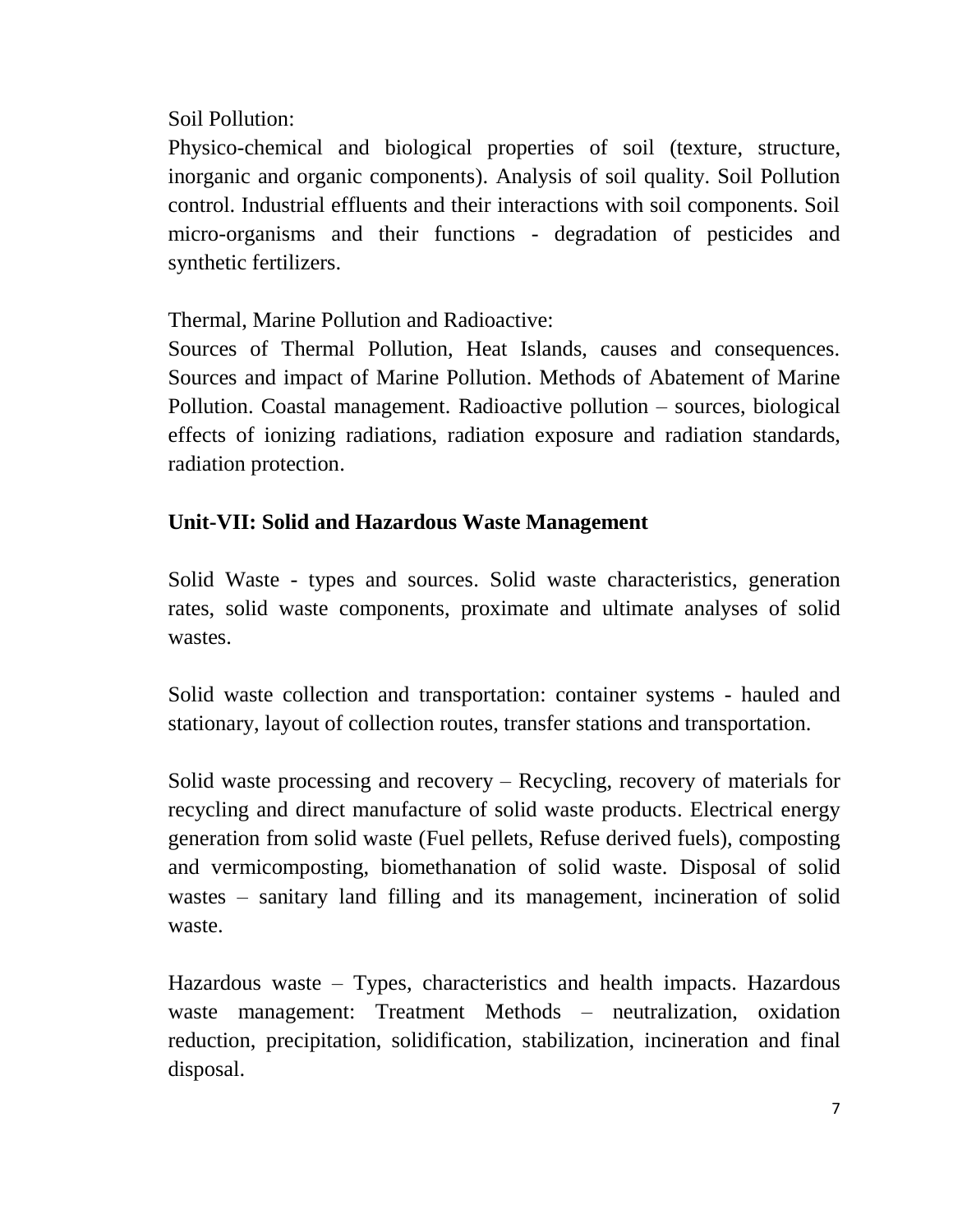Soil Pollution:

Physico-chemical and biological properties of soil (texture, structure, inorganic and organic components). Analysis of soil quality. Soil Pollution control. Industrial effluents and their interactions with soil components. Soil micro-organisms and their functions - degradation of pesticides and synthetic fertilizers.

Thermal, Marine Pollution and Radioactive:

Sources of Thermal Pollution, Heat Islands, causes and consequences. Sources and impact of Marine Pollution. Methods of Abatement of Marine Pollution. Coastal management. Radioactive pollution – sources, biological effects of ionizing radiations, radiation exposure and radiation standards, radiation protection.

## Unit-VII: Solid and Hazardous Waste Management

Solid Waste - types and sources. Solid waste characteristics, generation rates, solid waste components, proximate and ultimate analyses of solid wastes.

Solid waste collection and transportation: container systems - hauled and stationary, layout of collection routes, transfer stations and transportation.

Solid waste processing and recovery – Recycling, recovery of materials for recycling and direct manufacture of solid waste products. Electrical energy generation from solid waste (Fuel pellets, Refuse derived fuels), composting and vermicomposting, biomethanation of solid waste. Disposal of solid wastes – sanitary land filling and its management, incineration of solid waste.

Hazardous waste – Types, characteristics and health impacts. Hazardous waste management: Treatment Methods – neutralization, oxidation reduction, precipitation, solidification, stabilization, incineration and final disposal.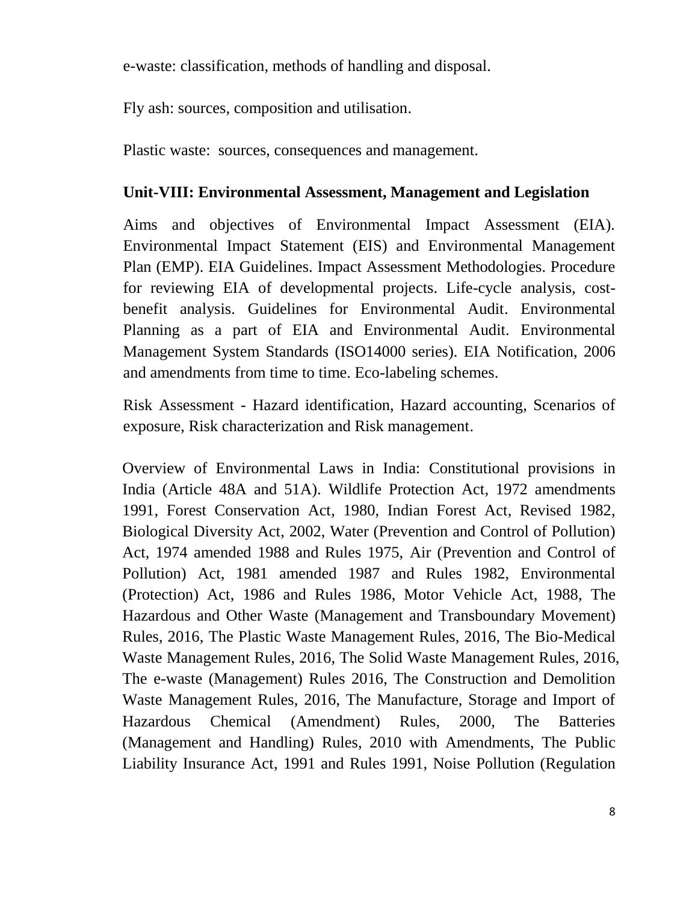e-waste: classification, methods of handling and disposal.

Fly ash: sources, composition and utilisation.

Plastic waste: sources, consequences and management.

**Unit-VIII: Environmental Assessment, Management and Legislation**

Aims and objectives of Environmental Impact Assessment (EIA). Environmental Impact Statement (EIS) and Environmental Management Plan (EMP). EIA Guidelines. Impact Assessment Methodologies. Procedure for reviewing EIA of developmental projects. Life-cycle analysis, cost-benefit analysis. Guidelines for Environmental Audit. Environmental Planning as a part of EIA and Environmental Audit. Environmental Management System Standards (ISO14000 series). EIA Notification, 2006 and amendments from time to time. Eco-labeling schemes.

Risk Assessment - Hazard identification, Hazard accounting, Scenarios of exposure, Risk characterization and Risk management.

Overview of Environmental Laws in India: Constitutional provisions in India (Article 48A and 51A). Wildlife Protection Act, 1972 amendments 1991, Forest Conservation Act, 1980, Indian Forest Act, Revised 1982, Biological Diversity Act, 2002, Water (Prevention and Control of Pollution) Act, 1974 amended 1988 and Rules 1975, Air (Prevention and Control of Pollution) Act, 1981 amended 1987 and Rules 1982, Environmental (Protection) Act, 1986 and Rules 1986, Motor Vehicle Act, 1988, The Hazardous and Other Waste (Management and Transboundary Movement) Rules, 2016, The Plastic Waste Management Rules, 2016, The Bio-Medical Waste Management Rules, 2016, The Solid Waste Management Rules, 2016, The e-waste (Management) Rules 2016, The Construction and Demolition Waste Management Rules, 2016, The Manufacture, Storage and Import of Hazardous Chemical (Amendment) Rules, 2000, The Batteries (Management and Handling) Rules, 2010 with Amendments, The Public Liability Insurance Act, 1991 and Rules 1991, Noise Pollution (Regulation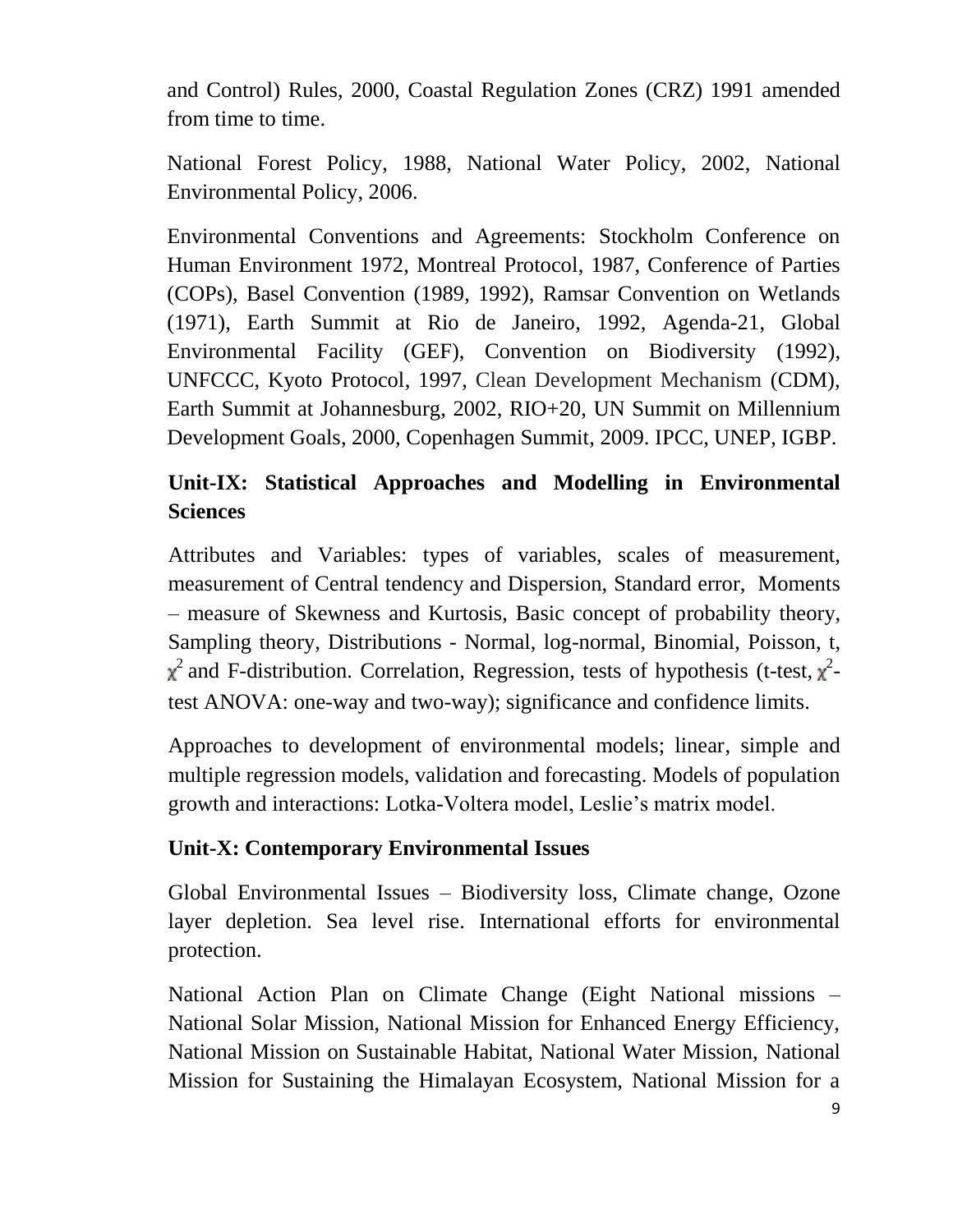and Control) Rules, 2000, Coastal Regulation Zones (CRZ) 1991 amended from time to time.

National Forest Policy, 1988, National Water Policy, 2002, National Environmental Policy, 2006.

Environmental Conventions and Agreements: Stockholm Conference on Human Environment 1972, Montreal Protocol, 1987, Conference of Parties (COPs), Basel Convention (1989, 1992), Ramsar Convention on Wetlands (1971), Earth Summit at Rio de Janeiro, 1992, Agenda-21, Global Environmental Facility (GEF), Convention on Biodiversity (1992), UNFCCC, Kyoto Protocol, 1997, Clean Development Mechanism (CDM), Earth Summit at Johannesburg, 2002, RIO+20, UN Summit on Millennium Development Goals, 2000, Copenhagen Summit, 2009. IPCC, UNEP, IGBP.

## Unit-IX: Statistical Approaches and Modelling in Environmental Sciences

Attributes and Variables: types of variables, scales of measurement, measurement of Central tendency and Dispersion, Standard error, Moments – measure of Skewness and Kurtosis, Basic concept of probability theory, Sampling theory, Distributions - Normal, log-normal, Binomial, Poisson, t, $\chi^2$ and F-distribution. Correlation, Regression, tests of hypothesis (t-test, $\chi^2$-test ANOVA: one-way and two-way); significance and confidence limits.

Approaches to development of environmental models; linear, simple and multiple regression models, validation and forecasting. Models of population growth and interactions: Lotka-Voltera model, Leslie's matrix model.

## Unit-X: Contemporary Environmental Issues

Global Environmental Issues – Biodiversity loss, Climate change, Ozone layer depletion. Sea level rise. International efforts for environmental protection.

National Action Plan on Climate Change (Eight National missions – National Solar Mission, National Mission for Enhanced Energy Efficiency, National Mission on Sustainable Habitat, National Water Mission, National Mission for Sustaining the Himalayan Ecosystem, National Mission for a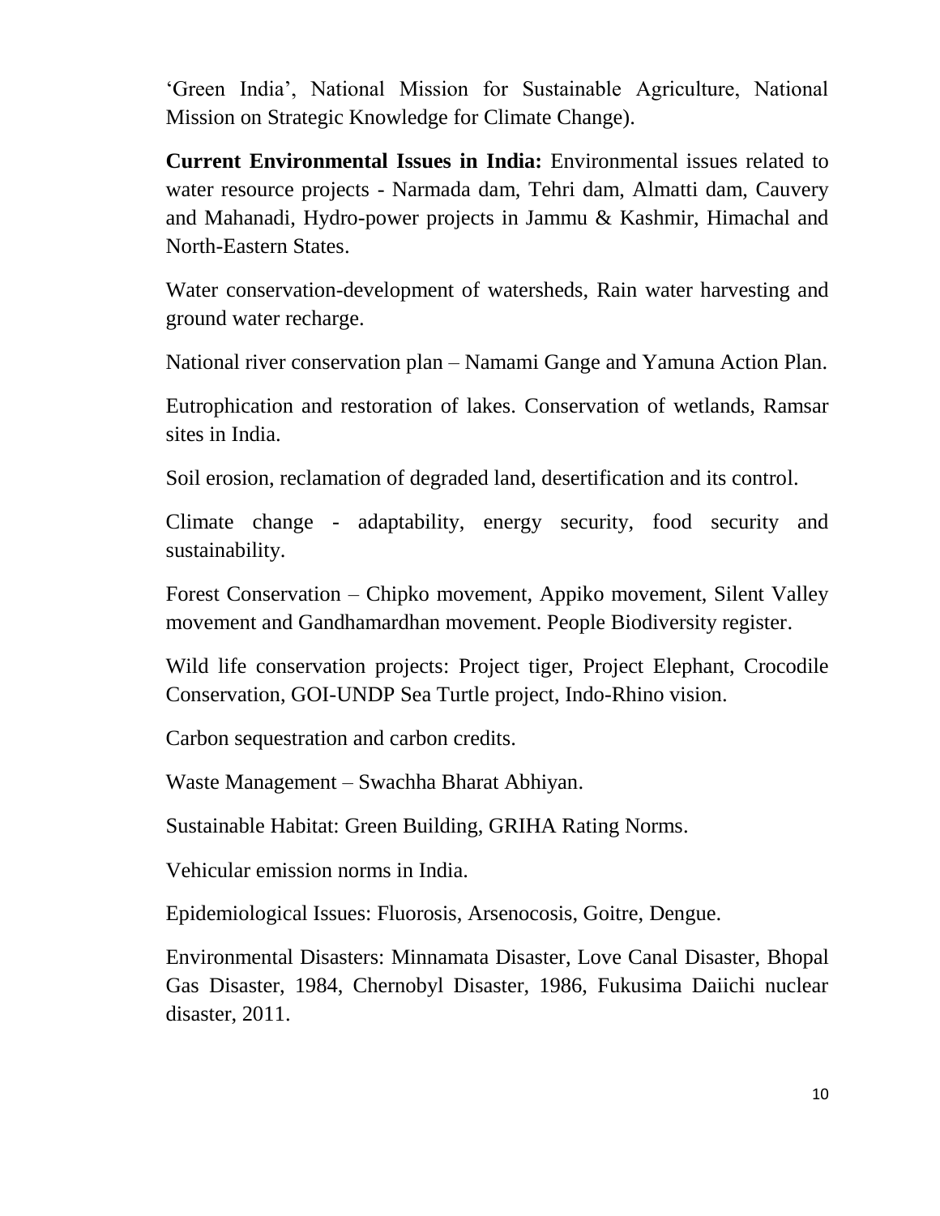'Green India', National Mission for Sustainable Agriculture, National Mission on Strategic Knowledge for Climate Change).

**Current Environmental Issues in India:** Environmental issues related to water resource projects - Narmada dam, Tehri dam, Almatti dam, Cauvery and Mahanadi, Hydro-power projects in Jammu & Kashmir, Himachal and North-Eastern States.

Water conservation-development of watersheds, Rain water harvesting and ground water recharge.

National river conservation plan – Namami Gange and Yamuna Action Plan.

Eutrophication and restoration of lakes. Conservation of wetlands, Ramsar sites in India.

Soil erosion, reclamation of degraded land, desertification and its control.

Climate change - adaptability, energy security, food security and sustainability.

Forest Conservation – Chipko movement, Appiko movement, Silent Valley movement and Gandhamardhan movement. People Biodiversity register.

Wild life conservation projects: Project tiger, Project Elephant, Crocodile Conservation, GOI-UNDP Sea Turtle project, Indo-Rhino vision.

Carbon sequestration and carbon credits.

Waste Management – Swachha Bharat Abhiyan.

Sustainable Habitat: Green Building, GRIHA Rating Norms.

Vehicular emission norms in India.

Epidemiological Issues: Fluorosis, Arsenocosis, Goitre, Dengue.

Environmental Disasters: Minnamata Disaster, Love Canal Disaster, Bhopal Gas Disaster, 1984, Chernobyl Disaster, 1986, Fukusima Daiichi nuclear disaster, 2011.